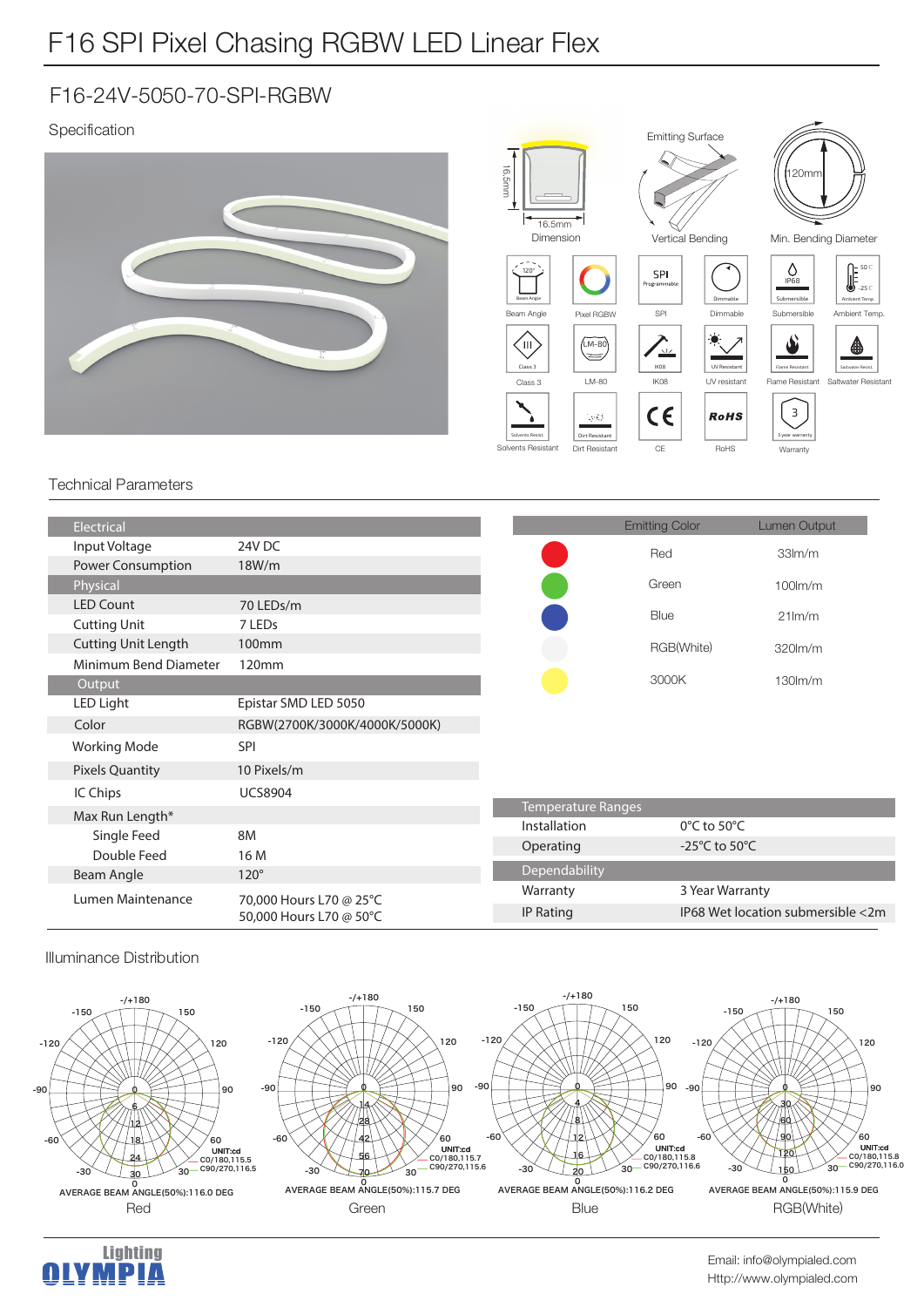# F16 SPI Pixel Chasing RGBW LED Linear Flex

## F16-24V-5050-70-SPI-RGBW

### Specification

16.5mm × 16.5mm Dimension

Emitting Surface — Vertical Bending

120mm — Min. Bending Diameter

Beam Angle | Pixel RGBW | SPI | Dimmable | Submersible | Ambient Temp.

Class 3 | LM-80 | IK08 | UV resistant | Flame Resistant | Saltwater Resistant

Solvents Resistant | Dirt Resistant | CE | RoHS | Warranty

### Technical Parameters

| Electrical | |
|---|---|
| Input Voltage | 24V DC |
| Power Consumption | 18W/m |
| **Physical** | |
| LED Count | 70 LEDs/m |
| Cutting Unit | 7 LEDs |
| Cutting Unit Length | 100mm |
| Minimum Bend Diameter | 120mm |
| **Output** | |
| LED Light | Epistar SMD LED 5050 |
| Color | RGBW(2700K/3000K/4000K/5000K) |
| Working Mode | SPI |
| Pixels Quantity | 10 Pixels/m |
| IC Chips | UCS8904 |
| Max Run Length* | |
| Single Feed | 8M |
| Double Feed | 16 M |
| Beam Angle | 120° |
| Lumen Maintenance | 70,000 Hours L70 @ 25°C<br>50,000 Hours L70 @ 50°C |

| Emitting Color | Lumen Output |
|---|---|
| Red | 33lm/m |
| Green | 100lm/m |
| Blue | 21lm/m |
| RGB(White) | 320lm/m |
| 3000K | 130lm/m |

| Temperature Ranges | |
|---|---|
| Installation | 0°C to 50°C |
| Operating | -25°C to 50°C |
| **Dependability** | |
| Warranty | 3 Year Warranty |
| IP Rating | IP68 Wet location submersible <2m |

### Illuminance Distribution

AVERAGE BEAM ANGLE(50%):116.0 DEG — Red

AVERAGE BEAM ANGLE(50%):115.7 DEG — Green

AVERAGE BEAM ANGLE(50%):116.2 DEG — Blue

AVERAGE BEAM ANGLE(50%):115.9 DEG — RGB(White)

Email: info@olympialed.com
Http://www.olympialed.com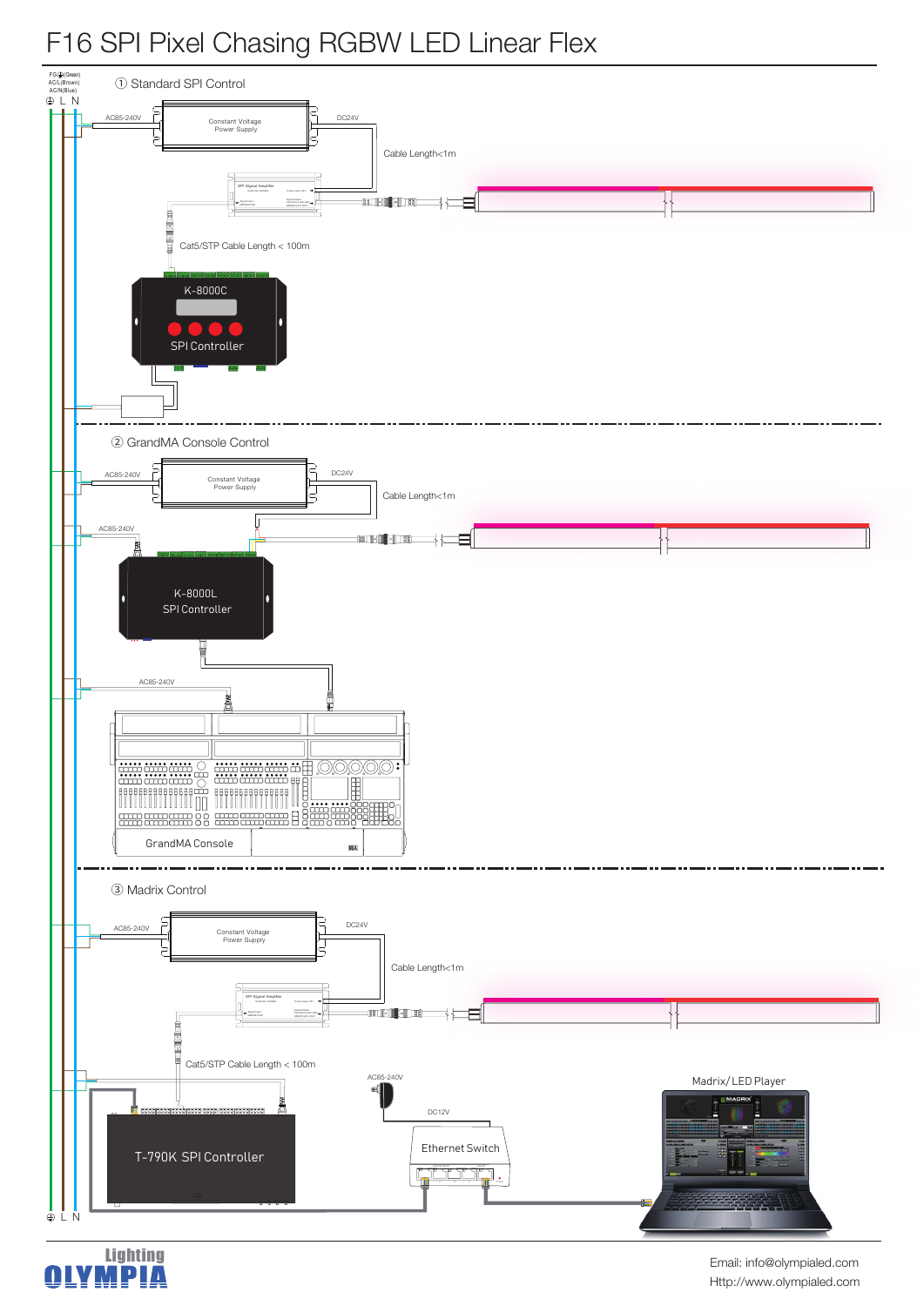# F16 SPI Pixel Chasing RGBW LED Linear Flex

FG/⏚(Green)
AC/L(Brown)
AC/N(Blue)

⏚ L N

① Standard SPI Control

AC85-240V

Constant Voltage Power Supply

DC24V

Cable Length<1m

SPI Signal Amplifier

Cat5/STP Cable Length < 100m

K-8000C

SPI Controller

② GrandMA Console Control

AC85-240V

Constant Voltage Power Supply

DC24V

Cable Length<1m

AC85-240V

K-8000L

SPI Controller

AC85-240V

GrandMA Console

③ Madrix Control

AC85-240V

Constant Voltage Power Supply

DC24V

Cable Length<1m

SPI Signal Amplifier

Cat5/STP Cable Length < 100m

AC85-240V

DC12V

T-790K SPI Controller

Ethernet Switch

Madrix/LED Player

⏚ L N

Lighting
OLYMPIA

Email: info@olympialed.com
Http://www.olympialed.com